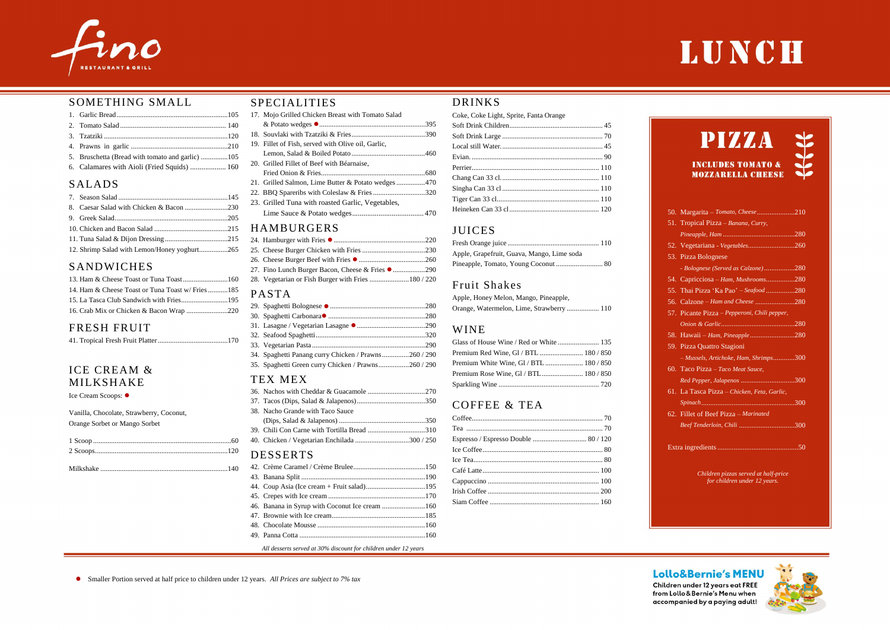# fino
RESTAURANT & GRILL

# LUNCH

## SOMETHING SMALL

1. Garlic Bread ... 105
2. Tomato Salad ... 140
3. Tzatziki ... 120
4. Prawns in garlic ... 210
5. Bruschetta (Bread with tomato and garlic) ... 105
6. Calamares with Aioli (Fried Squids) ... 160

## SALADS

7. Season Salad ... 145
8. Caesar Salad with Chicken & Bacon ... 230
9. Greek Salad ... 205
10. Chicken and Bacon Salad ... 215
11. Tuna Salad & Dijon Dressing ... 215
12. Shrimp Salad with Lemon/Honey yoghurt ... 265

## SANDWICHES

13. Ham & Cheese Toast or Tuna Toast ... 160
14. Ham & Cheese Toast or Tuna Toast w/ Fries ... 185
15. La Tasca Club Sandwich with Fries ... 195
16. Crab Mix or Chicken & Bacon Wrap ... 220

## FRESH FRUIT

41. Tropical Fresh Fruit Platter ... 170

## ICE CREAM & MILKSHAKE

Ice Cream Scoops: ●

Vanilla, Chocolate, Strawberry, Coconut, Orange Sorbet or Mango Sorbet

1 Scoop ... 60
2 Scoops ... 120

Milkshake ... 140

## SPECIALITIES

17. Mojo Grilled Chicken Breast with Tomato Salad & Potato wedges ● ... 395
18. Souvlaki with Tzatziki & Fries ... 390
19. Fillet of Fish, served with Olive oil, Garlic, Lemon, Salad & Boiled Potato ... 460
20. Grilled Fillet of Beef with Béarnaise, Fried Onion & Fries ... 680
21. Grilled Salmon, Lime Butter & Potato wedges ... 470
22. BBQ Spareribs with Coleslaw & Fries ... 320
23. Grilled Tuna with roasted Garlic, Vegetables, Lime Sauce & Potato wedges ... 470

## HAMBURGERS

24. Hamburger with Fries ● ... 220
25. Cheese Burger Chicken with Fries ... 230
26. Cheese Burger Beef with Fries ● ... 260
27. Fino Lunch Burger Bacon, Cheese & Fries ● ... 290
28. Vegetarian or Fish Burger with Fries ... 180 / 220

## PASTA

29. Spaghetti Bolognese ● ... 280
30. Spaghetti Carbonara ● ... 280
31. Lasagne / Vegetarian Lasagne ● ... 290
32. Seafood Spaghetti ... 320
33. Vegetarian Pasta ... 290
34. Spaghetti Panang curry Chicken / Prawns ... 260 / 290
35. Spaghetti Green curry Chicken / Prawns ... 260 / 290

## TEX MEX

36. Nachos with Cheddar & Guacamole ... 270
37. Tacos (Dips, Salad & Jalapenos) ... 350
38. Nacho Grande with Taco Sauce (Dips, Salad & Jalapenos) ... 350
39. Chili Con Carne with Tortilla Bread ... 310
40. Chicken / Vegetarian Enchilada ... 300 / 250

## DESSERTS

42. Crème Caramel / Crème Brulee ... 150
43. Banana Split ... 190
44. Coup Asia (Ice cream + Fruit salad) ... 195
45. Crepes with Ice cream ... 170
46. Banana in Syrup with Coconut Ice cream ... 160
47. Brownie with Ice cream ... 185
48. Chocolate Mousse ... 160
49. Panna Cotta ... 160

*All desserts served at 30% discount for children under 12 years*

## DRINKS

Coke, Coke Light, Sprite, Fanta Orange

Soft Drink Children ... 45
Soft Drink Large ... 70
Local still Water ... 45
Evian ... 90
Perrier ... 110
Chang Can 33 cl ... 110
Singha Can 33 cl ... 110
Tiger Can 33 cl ... 110
Heineken Can 33 cl ... 120

## JUICES

Fresh Orange juice ... 110
Apple, Grapefruit, Guava, Mango, Lime soda
Pineapple, Tomato, Young Coconut ... 80

## Fruit Shakes

Apple, Honey Melon, Mango, Pineapple, Orange, Watermelon, Lime, Strawberry ... 110

## WINE

Glass of House Wine / Red or White ... 135
Premium Red Wine, Gl / BTL ... 180 / 850
Premium White Wine, Gl / BTL ... 180 / 850
Premium Rose Wine, Gl / BTL ... 180 / 850
Sparkling Wine ... 720

## COFFEE & TEA

Coffee ... 70
Tea ... 70
Espresso / Espresso Double ... 80 / 120
Ice Coffee ... 80
Ice Tea ... 80
Café Latte ... 100
Cappuccino ... 100
Irish Coffee ... 200
Siam Coffee ... 160

## PIZZA

**INCLUDES TOMATO & MOZZARELLA CHEESE**

50. Margarita – *Tomato, Cheese* ... 210
51. Tropical Pizza – *Banana, Curry, Pineapple, Ham* ... 280
52. Vegetariana - *Vegetables* ... 260
53. Pizza Bolognese - *Bolognese (Served as Calzone)* ... 280
54. Capricciosa – *Ham, Mushrooms* ... 280
55. Thai Pizza 'Ka Pao' – *Seafood* ... 280
56. Calzone – *Ham and Cheese* ... 280
57. Picante Pizza – *Pepperoni, Chili pepper, Onion & Garlic* ... 280
58. Hawaii – *Ham, Pineapple* ... 280
59. Pizza Quattro Stagioni – *Mussels, Artichoke, Ham, Shrimps* ... 300
60. Taco Pizza – *Taco Meat Sauce, Red Pepper, Jalapenos* ... 300
61. La Tasca Pizza – *Chicken, Feta, Garlic, Spinach* ... 300
62. Fillet of Beef Pizza – *Marinated Beef Tenderloin, Chili* ... 300

Extra ingredients ... 50

*Children pizzas served at half-price for children under 12 years.*

● Smaller Portion served at half price to children under 12 years. *All Prices are subject to 7% tax*

**Lollo&Bernie's MENU**
Children under 12 years eat FREE from Lollo&Bernie's Menu when accompanied by a paying adult!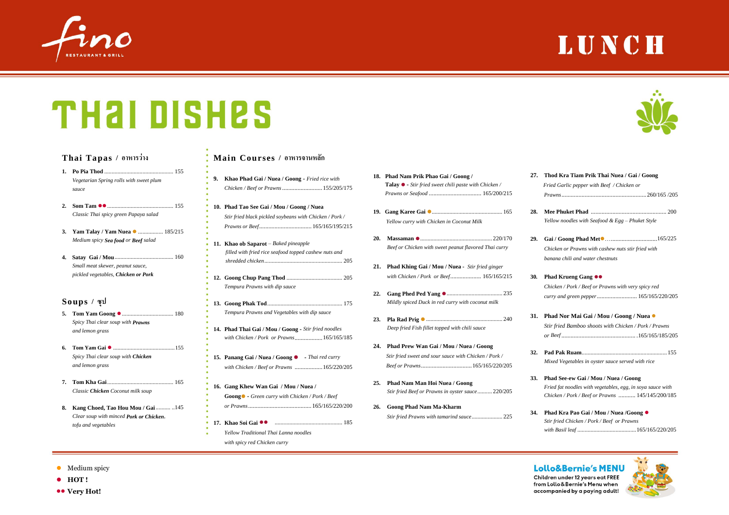fino RESTAURANT & GRILL

# LUNCH

# THAI DISHES

## Thai Tapas / อาหารว่าง

1. **Po Pia Thod** ............ 155
   *Vegetarian Spring rolls with sweet plum sauce*

2. **Som Tam ●●** ............ 155
   *Classic Thai spicy green Papaya salad*

3. **Yam Talay / Yam Nuea ●** ............ 185/215
   *Medium spicy* ***Sea food*** *or* ***Beef*** *salad*

4. **Satay Gai / Mou** ............ 160
   *Small meat skewer, peanut sauce, pickled vegetables,* ***Chicken or Pork***

## Soups / ซุป

5. **Tom Yam Goong ●** ............ 180
   *Spicy Thai clear soup with* ***Prawns*** *and lemon grass*

6. **Tom Yam Gai ●** ............ 155
   *Spicy Thai clear soup with* ***Chicken*** *and lemon grass*

7. **Tom Kha Gai** ............ 165
   *Classic* ***Chicken*** *Coconut milk soup*

8. **Kang Choed, Tao Hou Mou / Gai** ............ 145
   *Clear soup with minced* ***Pork or Chicken****, tofu and vegetables*

## Main Courses / อาหารจานหลัก

9. **Khao Phad Gai / Nuea / Goong** - *Fried rice with Chicken / Beef or Prawns* ............ 155/205/175

10. **Phad Tao See Gai / Mou / Goong / Nuea**
    *Stir fried black pickled soybeans with Chicken / Pork / Prawns or Beef* ............ 165/165/195/215

11. **Khao ob Saparot** – *Baked pineapple filled with fried rice seafood topped cashew nuts and shredded chicken* ............ 205

12. **Goong Chup Pang Thod** ............ 205
    *Tempura Prawns with dip sauce*

13. **Goong Phak Tod** ............ 175
    *Tempura Prawns and Vegetables with dip sauce*

14. **Phad Thai Gai / Mou / Goong** - *Stir fried noodles with Chicken / Pork or Prawns* ............ 165/165/185

15. **Panang Gai / Nuea / Goong ●** - *Thai red curry with Chicken / Beef or Prawns* ............ 165/220/205

16. **Gang Khew Wan Gai / Mou / Nuea / Goong ●** - *Green curry with Chicken / Pork / Beef or Prawns* ............ 165/165/220/200

17. **Khao Soi Gai ●●** ............ 185
    *Yellow Traditional Thai Lanna noodles with spicy red Chicken curry*

18. **Phad Nam Prik Phao Gai / Goong / Talay ●** - *Stir fried sweet chili paste with Chicken / Prawns or Seafood* ............ 165/200/215

19. **Gang Karee Gai ●** ............ 165
    *Yellow curry with Chicken in Coconut Milk*

20. **Massaman ●** ............ 220/170
    *Beef or Chicken with sweet peanut flavored Thai curry*

21. **Phad Khing Gai / Mou / Nuea** - *Stir fried ginger with Chicken / Pork or Beef* ............ 165/165/215

22. **Gang Phed Ped Yang ●** ............ 235
    *Mildly spiced Duck in red curry with coconut milk*

23. **Pla Rad Prig ●** ............ 240
    *Deep fried Fish fillet topped with chili sauce*

24. **Phad Prew Wan Gai / Mou / Nuea / Goong**
    *Stir fried sweet and sour sauce with Chicken / Pork / Beef or Prawns* ............ 165/165/220/205

25. **Phad Nam Man Hoi Nuea / Goong**
    *Stir fried Beef or Prawns in oyster sauce* ............ 220/205

26. **Goong Phad Nam Ma-Kharm**
    *Stir fried Prawns with tamarind sauce* ............ 225

27. **Thod Kra Tiam Prik Thai Nuea / Gai / Goong**
    *Fried Garlic pepper with Beef / Chicken or Prawns* ............ 260/165 /205

28. **Mee Phuket Phad** ............ 200
    *Yellow noodles with Seafood & Egg – Phuket Style*

29. **Gai / Goong Phad Met●** ............ 165/225
    *Chicken or Prawns with cashew nuts stir fried with banana chili and water chestnuts*

30. **Phad Krueng Gang ●●**
    *Chicken / Pork / Beef or Prawns with very spicy red curry and green pepper* ............ 165/165/220/205

31. **Phad Nor Mai Gai / Mou / Goong / Nuea ●**
    *Stir fried Bamboo shoots with Chicken / Pork / Prawns or Beef* ............ 165/165/185/205

32. **Pad Pak Ruam** ............ 155
    *Mixed Vegetables in oyster sauce served with rice*

33. **Phad See-ew Gai / Mou / Nuea / Goong**
    *Fried fat noodles with vegetables, egg, in soya sauce with Chicken / Pork / Beef or Prawns* ............ 145/145/200/185

34. **Phad Kra Pao Gai / Mou / Nuea /Goong ●**
    *Stir fried Chicken / Pork / Beef or Prawns with Basil leaf* ............ 165/165/220/205

● Medium spicy
● **HOT !**
●● **Very Hot!**

**Lollo&Bernie's MENU**
Children under 12 years eat FREE from Lollo&Bernie's Menu when accompanied by a paying adult!